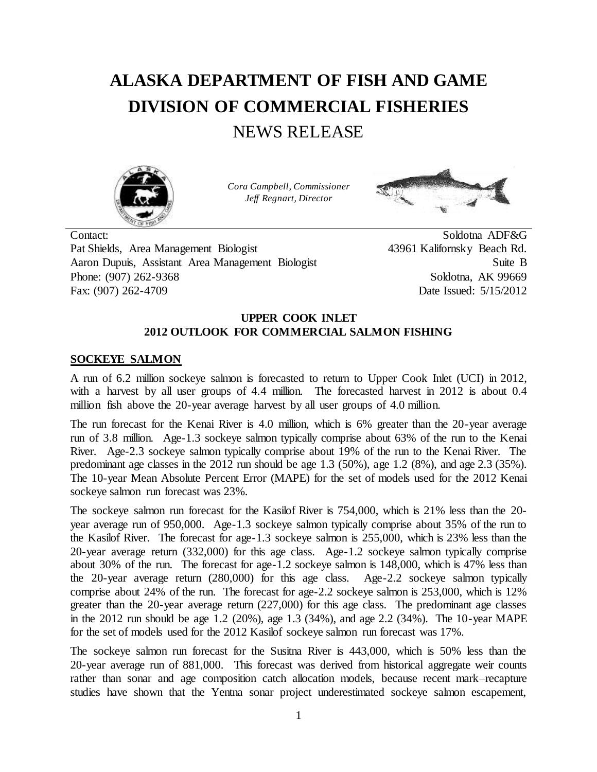# ALASKA DEPARTMENT OF FISH AND GAME
# DIVISION OF COMMERCIAL FISHERIES
## NEWS RELEASE

*Cora Campbell, Commissioner*
*Jeff Regnart, Director*

Contact:
Pat Shields, Area Management Biologist
Aaron Dupuis, Assistant Area Management Biologist
Phone: (907) 262-9368
Fax: (907) 262-4709

Soldotna ADF&G
43961 Kalifornsky Beach Rd.
Suite B
Soldotna, AK 99669
Date Issued: 5/15/2012

**UPPER COOK INLET**
**2012 OUTLOOK FOR COMMERCIAL SALMON FISHING**

### SOCKEYE SALMON

A run of 6.2 million sockeye salmon is forecasted to return to Upper Cook Inlet (UCI) in 2012, with a harvest by all user groups of 4.4 million. The forecasted harvest in 2012 is about 0.4 million fish above the 20-year average harvest by all user groups of 4.0 million.

The run forecast for the Kenai River is 4.0 million, which is 6% greater than the 20-year average run of 3.8 million. Age-1.3 sockeye salmon typically comprise about 63% of the run to the Kenai River. Age-2.3 sockeye salmon typically comprise about 19% of the run to the Kenai River. The predominant age classes in the 2012 run should be age 1.3 (50%), age 1.2 (8%), and age 2.3 (35%). The 10-year Mean Absolute Percent Error (MAPE) for the set of models used for the 2012 Kenai sockeye salmon run forecast was 23%.

The sockeye salmon run forecast for the Kasilof River is 754,000, which is 21% less than the 20-year average run of 950,000. Age-1.3 sockeye salmon typically comprise about 35% of the run to the Kasilof River. The forecast for age-1.3 sockeye salmon is 255,000, which is 23% less than the 20-year average return (332,000) for this age class. Age-1.2 sockeye salmon typically comprise about 30% of the run. The forecast for age-1.2 sockeye salmon is 148,000, which is 47% less than the 20-year average return (280,000) for this age class. Age-2.2 sockeye salmon typically comprise about 24% of the run. The forecast for age-2.2 sockeye salmon is 253,000, which is 12% greater than the 20-year average return (227,000) for this age class. The predominant age classes in the 2012 run should be age 1.2 (20%), age 1.3 (34%), and age 2.2 (34%). The 10-year MAPE for the set of models used for the 2012 Kasilof sockeye salmon run forecast was 17%.

The sockeye salmon run forecast for the Susitna River is 443,000, which is 50% less than the 20-year average run of 881,000. This forecast was derived from historical aggregate weir counts rather than sonar and age composition catch allocation models, because recent mark–recapture studies have shown that the Yentna sonar project underestimated sockeye salmon escapement,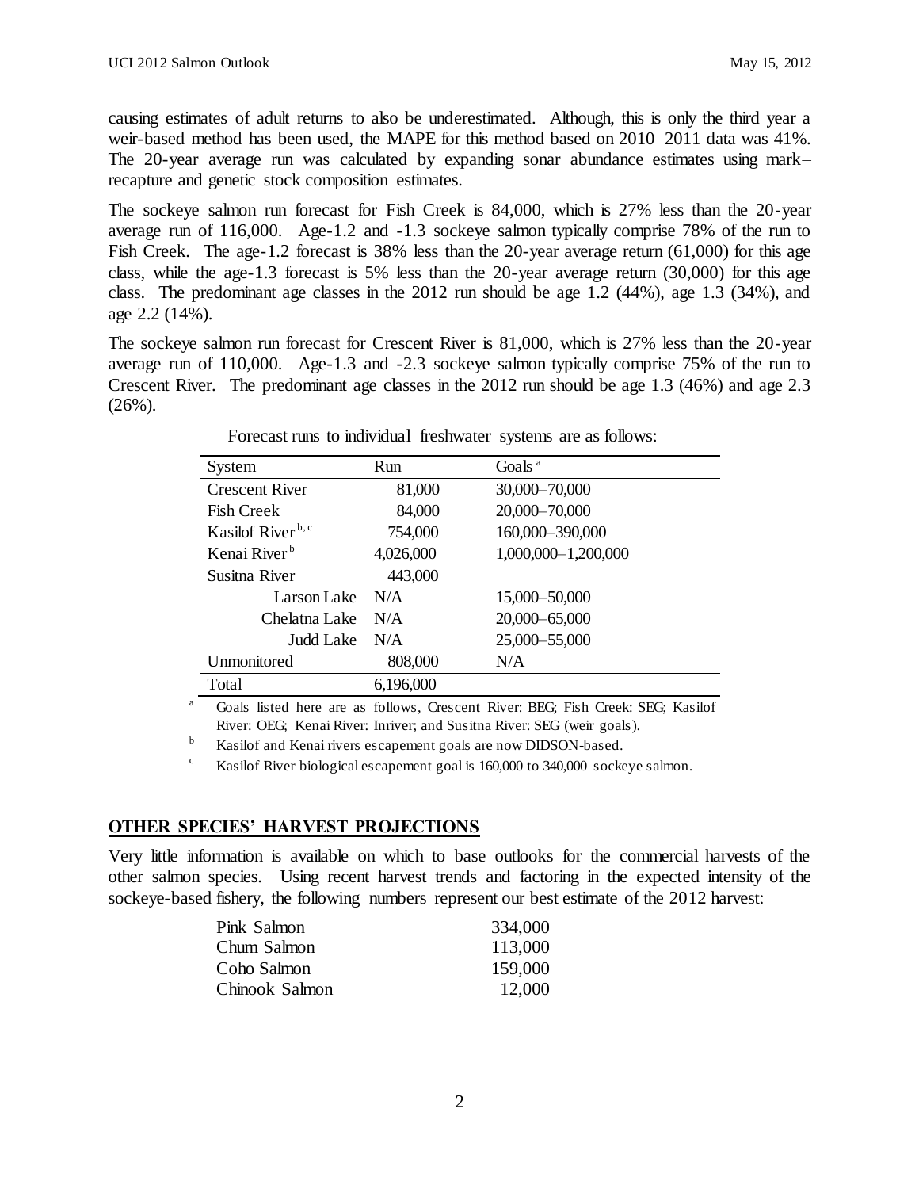causing estimates of adult returns to also be underestimated. Although, this is only the third year a weir-based method has been used, the MAPE for this method based on 2010–2011 data was 41%. The 20-year average run was calculated by expanding sonar abundance estimates using mark–recapture and genetic stock composition estimates.

The sockeye salmon run forecast for Fish Creek is 84,000, which is 27% less than the 20-year average run of 116,000. Age-1.2 and -1.3 sockeye salmon typically comprise 78% of the run to Fish Creek. The age-1.2 forecast is 38% less than the 20-year average return (61,000) for this age class, while the age-1.3 forecast is 5% less than the 20-year average return (30,000) for this age class. The predominant age classes in the 2012 run should be age 1.2 (44%), age 1.3 (34%), and age 2.2 (14%).

The sockeye salmon run forecast for Crescent River is 81,000, which is 27% less than the 20-year average run of 110,000. Age-1.3 and -2.3 sockeye salmon typically comprise 75% of the run to Crescent River. The predominant age classes in the 2012 run should be age 1.3 (46%) and age 2.3 (26%).

Forecast runs to individual freshwater systems are as follows:

| System | Run | Goals [a] |
|---|---|---|
| Crescent River | 81,000 | 30,000–70,000 |
| Fish Creek | 84,000 | 20,000–70,000 |
| Kasilof River [b, c] | 754,000 | 160,000–390,000 |
| Kenai River [b] | 4,026,000 | 1,000,000–1,200,000 |
| Susitna River | 443,000 | |
| Larson Lake | N/A | 15,000–50,000 |
| Chelatna Lake | N/A | 20,000–65,000 |
| Judd Lake | N/A | 25,000–55,000 |
| Unmonitored | 808,000 | N/A |
| Total | 6,196,000 | |

[a] Goals listed here are as follows, Crescent River: BEG; Fish Creek: SEG; Kasilof River: OEG; Kenai River: Inriver; and Susitna River: SEG (weir goals).

[b] Kasilof and Kenai rivers escapement goals are now DIDSON-based.

[c] Kasilof River biological escapement goal is 160,000 to 340,000 sockeye salmon.

## OTHER SPECIES' HARVEST PROJECTIONS

Very little information is available on which to base outlooks for the commercial harvests of the other salmon species. Using recent harvest trends and factoring in the expected intensity of the sockeye-based fishery, the following numbers represent our best estimate of the 2012 harvest:

| | |
|---|---|
| Pink Salmon | 334,000 |
| Chum Salmon | 113,000 |
| Coho Salmon | 159,000 |
| Chinook Salmon | 12,000 |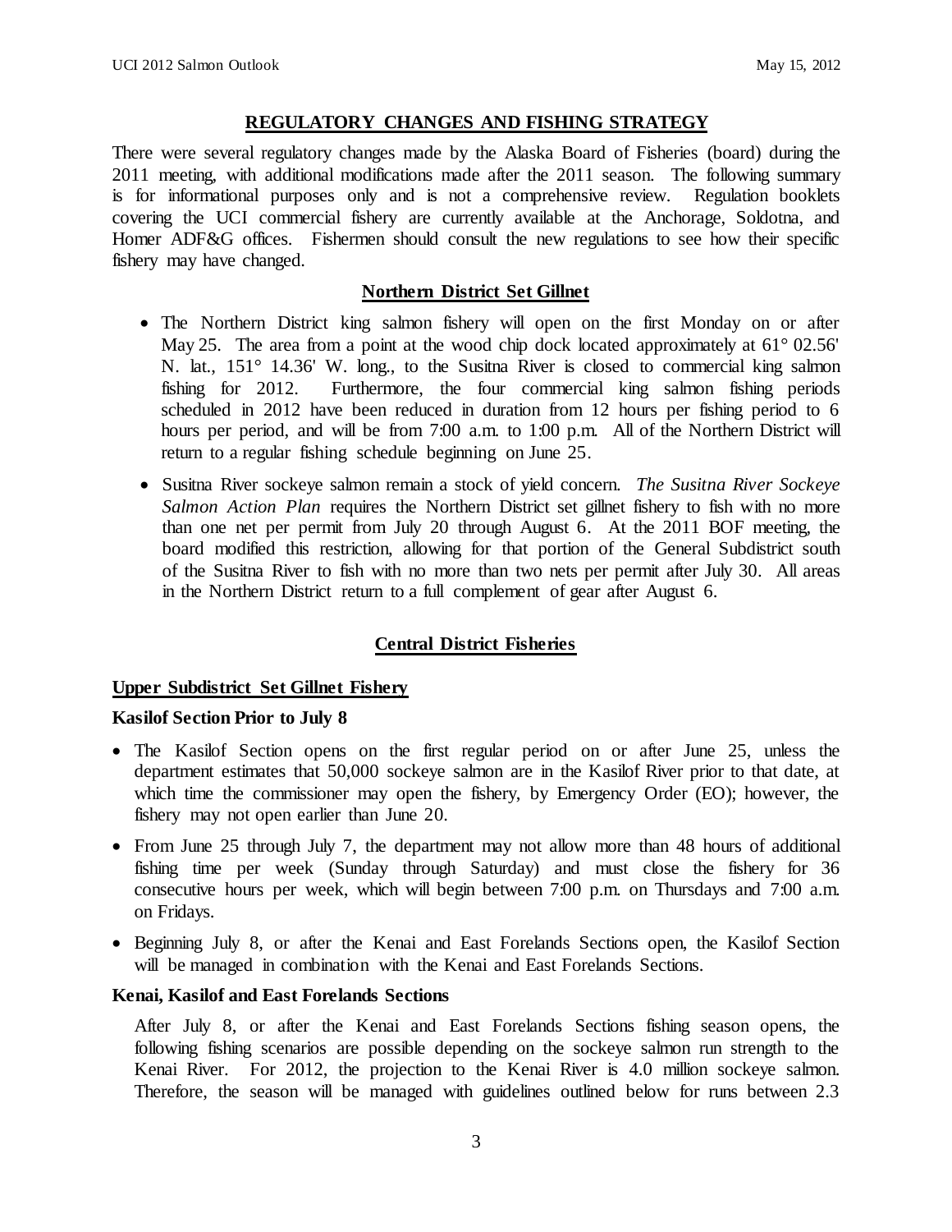## REGULATORY CHANGES AND FISHING STRATEGY

There were several regulatory changes made by the Alaska Board of Fisheries (board) during the 2011 meeting, with additional modifications made after the 2011 season. The following summary is for informational purposes only and is not a comprehensive review. Regulation booklets covering the UCI commercial fishery are currently available at the Anchorage, Soldotna, and Homer ADF&G offices. Fishermen should consult the new regulations to see how their specific fishery may have changed.

### Northern District Set Gillnet

- The Northern District king salmon fishery will open on the first Monday on or after May 25. The area from a point at the wood chip dock located approximately at 61° 02.56' N. lat., 151° 14.36' W. long., to the Susitna River is closed to commercial king salmon fishing for 2012. Furthermore, the four commercial king salmon fishing periods scheduled in 2012 have been reduced in duration from 12 hours per fishing period to 6 hours per period, and will be from 7:00 a.m. to 1:00 p.m. All of the Northern District will return to a regular fishing schedule beginning on June 25.
- Susitna River sockeye salmon remain a stock of yield concern. *The Susitna River Sockeye Salmon Action Plan* requires the Northern District set gillnet fishery to fish with no more than one net per permit from July 20 through August 6. At the 2011 BOF meeting, the board modified this restriction, allowing for that portion of the General Subdistrict south of the Susitna River to fish with no more than two nets per permit after July 30. All areas in the Northern District return to a full complement of gear after August 6.

### Central District Fisheries

#### Upper Subdistrict Set Gillnet Fishery

**Kasilof Section Prior to July 8**

- The Kasilof Section opens on the first regular period on or after June 25, unless the department estimates that 50,000 sockeye salmon are in the Kasilof River prior to that date, at which time the commissioner may open the fishery, by Emergency Order (EO); however, the fishery may not open earlier than June 20.
- From June 25 through July 7, the department may not allow more than 48 hours of additional fishing time per week (Sunday through Saturday) and must close the fishery for 36 consecutive hours per week, which will begin between 7:00 p.m. on Thursdays and 7:00 a.m. on Fridays.
- Beginning July 8, or after the Kenai and East Forelands Sections open, the Kasilof Section will be managed in combination with the Kenai and East Forelands Sections.

**Kenai, Kasilof and East Forelands Sections**

After July 8, or after the Kenai and East Forelands Sections fishing season opens, the following fishing scenarios are possible depending on the sockeye salmon run strength to the Kenai River. For 2012, the projection to the Kenai River is 4.0 million sockeye salmon. Therefore, the season will be managed with guidelines outlined below for runs between 2.3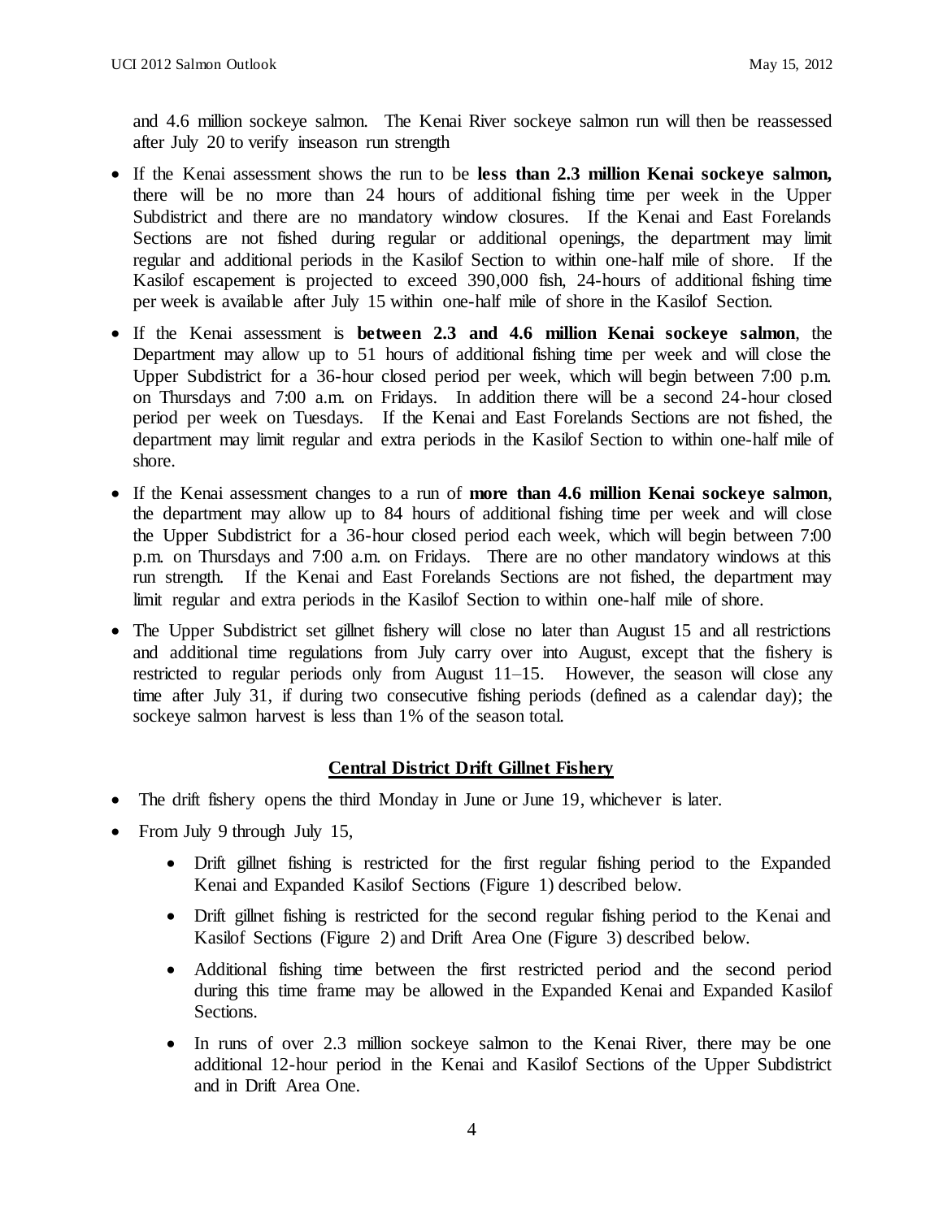and 4.6 million sockeye salmon. The Kenai River sockeye salmon run will then be reassessed after July 20 to verify inseason run strength

- If the Kenai assessment shows the run to be **less than 2.3 million Kenai sockeye salmon,** there will be no more than 24 hours of additional fishing time per week in the Upper Subdistrict and there are no mandatory window closures. If the Kenai and East Forelands Sections are not fished during regular or additional openings, the department may limit regular and additional periods in the Kasilof Section to within one-half mile of shore. If the Kasilof escapement is projected to exceed 390,000 fish, 24-hours of additional fishing time per week is available after July 15 within one-half mile of shore in the Kasilof Section.
- If the Kenai assessment is **between 2.3 and 4.6 million Kenai sockeye salmon**, the Department may allow up to 51 hours of additional fishing time per week and will close the Upper Subdistrict for a 36-hour closed period per week, which will begin between 7:00 p.m. on Thursdays and 7:00 a.m. on Fridays. In addition there will be a second 24-hour closed period per week on Tuesdays. If the Kenai and East Forelands Sections are not fished, the department may limit regular and extra periods in the Kasilof Section to within one-half mile of shore.
- If the Kenai assessment changes to a run of **more than 4.6 million Kenai sockeye salmon**, the department may allow up to 84 hours of additional fishing time per week and will close the Upper Subdistrict for a 36-hour closed period each week, which will begin between 7:00 p.m. on Thursdays and 7:00 a.m. on Fridays. There are no other mandatory windows at this run strength. If the Kenai and East Forelands Sections are not fished, the department may limit regular and extra periods in the Kasilof Section to within one-half mile of shore.
- The Upper Subdistrict set gillnet fishery will close no later than August 15 and all restrictions and additional time regulations from July carry over into August, except that the fishery is restricted to regular periods only from August 11–15. However, the season will close any time after July 31, if during two consecutive fishing periods (defined as a calendar day); the sockeye salmon harvest is less than 1% of the season total.

## Central District Drift Gillnet Fishery

- The drift fishery opens the third Monday in June or June 19, whichever is later.
- From July 9 through July 15,
  - Drift gillnet fishing is restricted for the first regular fishing period to the Expanded Kenai and Expanded Kasilof Sections (Figure 1) described below.
  - Drift gillnet fishing is restricted for the second regular fishing period to the Kenai and Kasilof Sections (Figure 2) and Drift Area One (Figure 3) described below.
  - Additional fishing time between the first restricted period and the second period during this time frame may be allowed in the Expanded Kenai and Expanded Kasilof Sections.
  - In runs of over 2.3 million sockeye salmon to the Kenai River, there may be one additional 12-hour period in the Kenai and Kasilof Sections of the Upper Subdistrict and in Drift Area One.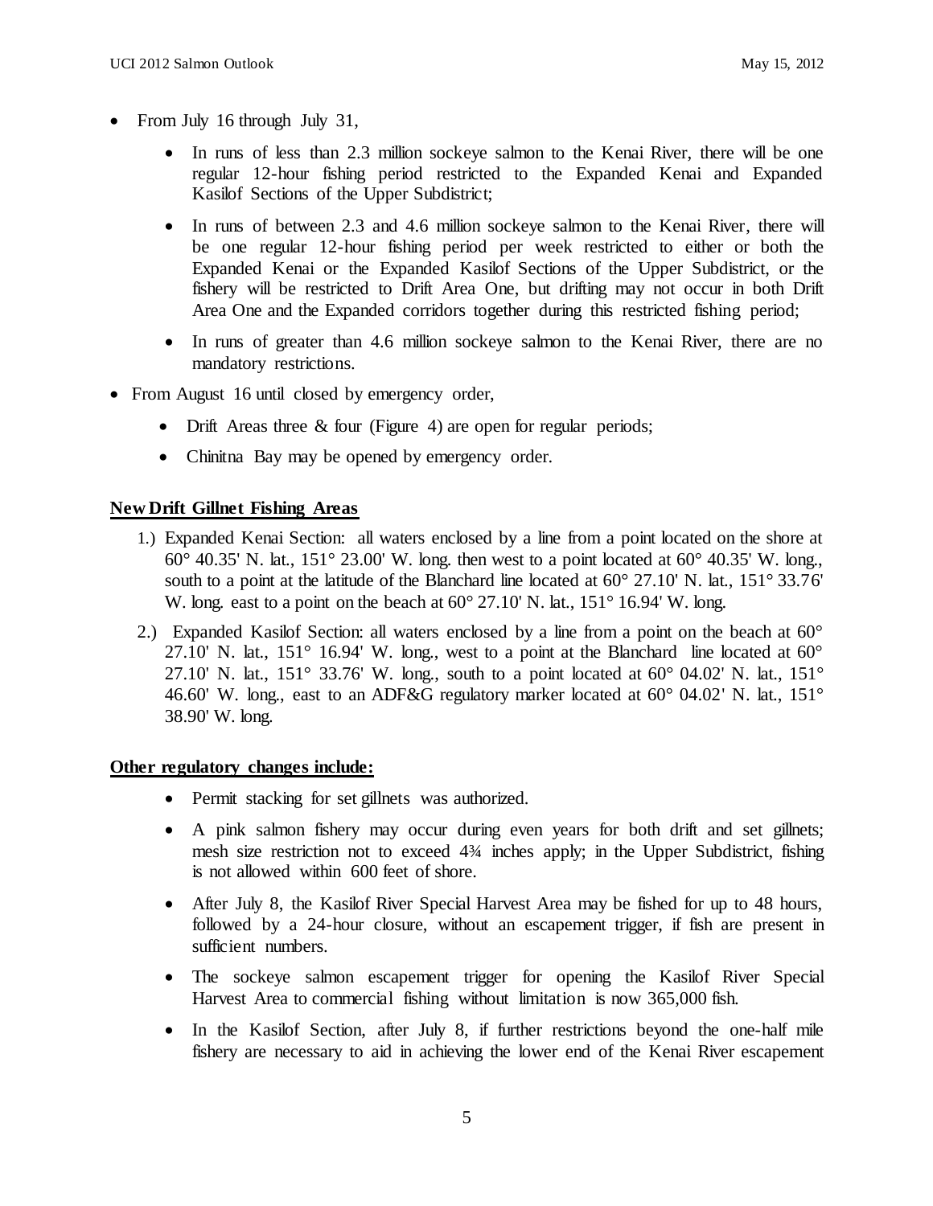- From July 16 through July 31,
  - In runs of less than 2.3 million sockeye salmon to the Kenai River, there will be one regular 12-hour fishing period restricted to the Expanded Kenai and Expanded Kasilof Sections of the Upper Subdistrict;
  - In runs of between 2.3 and 4.6 million sockeye salmon to the Kenai River, there will be one regular 12-hour fishing period per week restricted to either or both the Expanded Kenai or the Expanded Kasilof Sections of the Upper Subdistrict, or the fishery will be restricted to Drift Area One, but drifting may not occur in both Drift Area One and the Expanded corridors together during this restricted fishing period;
  - In runs of greater than 4.6 million sockeye salmon to the Kenai River, there are no mandatory restrictions.
- From August 16 until closed by emergency order,
  - Drift Areas three & four (Figure 4) are open for regular periods;
  - Chinitna Bay may be opened by emergency order.

**New Drift Gillnet Fishing Areas**

1.) Expanded Kenai Section: all waters enclosed by a line from a point located on the shore at 60° 40.35' N. lat., 151° 23.00' W. long. then west to a point located at 60° 40.35' W. long., south to a point at the latitude of the Blanchard line located at 60° 27.10' N. lat., 151° 33.76' W. long. east to a point on the beach at 60° 27.10' N. lat., 151° 16.94' W. long.

2.) Expanded Kasilof Section: all waters enclosed by a line from a point on the beach at 60° 27.10' N. lat., 151° 16.94' W. long., west to a point at the Blanchard line located at 60° 27.10' N. lat., 151° 33.76' W. long., south to a point located at 60° 04.02' N. lat., 151° 46.60' W. long., east to an ADF&G regulatory marker located at 60° 04.02' N. lat., 151° 38.90' W. long.

**Other regulatory changes include:**

- Permit stacking for set gillnets was authorized.
- A pink salmon fishery may occur during even years for both drift and set gillnets; mesh size restriction not to exceed 4¾ inches apply; in the Upper Subdistrict, fishing is not allowed within 600 feet of shore.
- After July 8, the Kasilof River Special Harvest Area may be fished for up to 48 hours, followed by a 24-hour closure, without an escapement trigger, if fish are present in sufficient numbers.
- The sockeye salmon escapement trigger for opening the Kasilof River Special Harvest Area to commercial fishing without limitation is now 365,000 fish.
- In the Kasilof Section, after July 8, if further restrictions beyond the one-half mile fishery are necessary to aid in achieving the lower end of the Kenai River escapement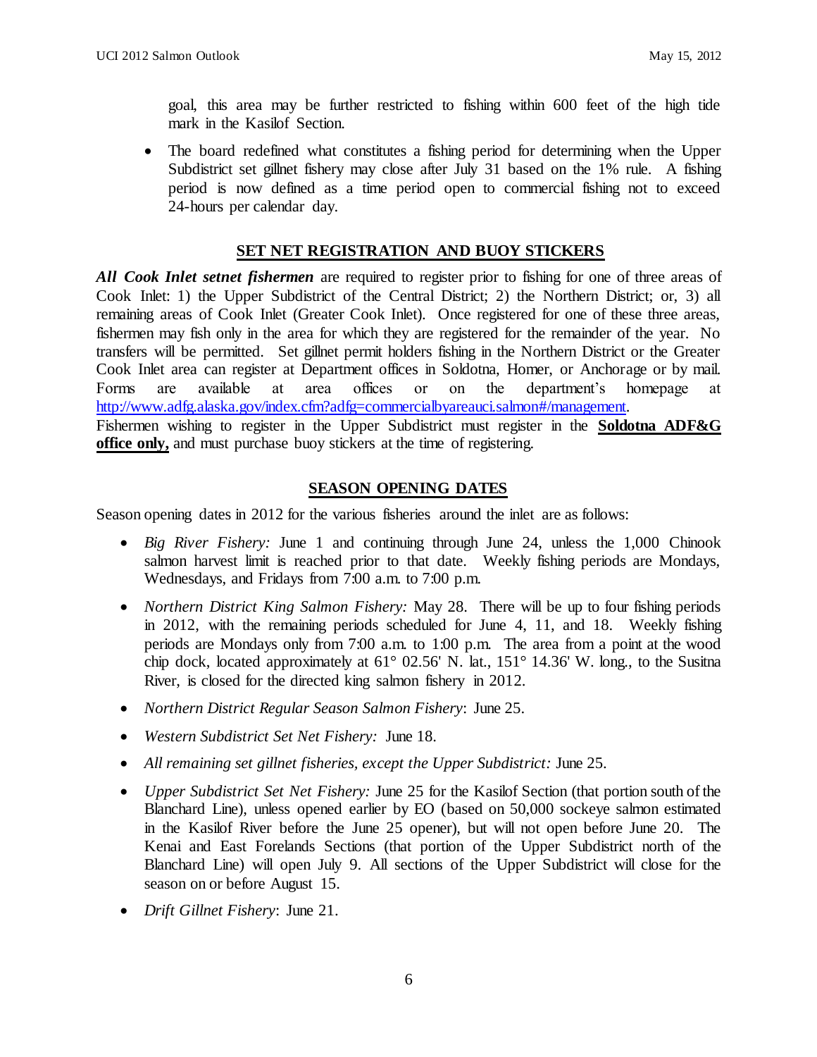goal, this area may be further restricted to fishing within 600 feet of the high tide mark in the Kasilof Section.

- The board redefined what constitutes a fishing period for determining when the Upper Subdistrict set gillnet fishery may close after July 31 based on the 1% rule. A fishing period is now defined as a time period open to commercial fishing not to exceed 24-hours per calendar day.

## SET NET REGISTRATION AND BUOY STICKERS

***All Cook Inlet setnet fishermen*** are required to register prior to fishing for one of three areas of Cook Inlet: 1) the Upper Subdistrict of the Central District; 2) the Northern District; or, 3) all remaining areas of Cook Inlet (Greater Cook Inlet). Once registered for one of these three areas, fishermen may fish only in the area for which they are registered for the remainder of the year. No transfers will be permitted. Set gillnet permit holders fishing in the Northern District or the Greater Cook Inlet area can register at Department offices in Soldotna, Homer, or Anchorage or by mail. Forms are available at area offices or on the department's homepage at http://www.adfg.alaska.gov/index.cfm?adfg=commercialbyareauci.salmon#/management.

Fishermen wishing to register in the Upper Subdistrict must register in the **Soldotna ADF&G office only,** and must purchase buoy stickers at the time of registering.

## SEASON OPENING DATES

Season opening dates in 2012 for the various fisheries around the inlet are as follows:

- *Big River Fishery:* June 1 and continuing through June 24, unless the 1,000 Chinook salmon harvest limit is reached prior to that date. Weekly fishing periods are Mondays, Wednesdays, and Fridays from 7:00 a.m. to 7:00 p.m.
- *Northern District King Salmon Fishery:* May 28. There will be up to four fishing periods in 2012, with the remaining periods scheduled for June 4, 11, and 18. Weekly fishing periods are Mondays only from 7:00 a.m. to 1:00 p.m. The area from a point at the wood chip dock, located approximately at 61° 02.56' N. lat., 151° 14.36' W. long., to the Susitna River, is closed for the directed king salmon fishery in 2012.
- *Northern District Regular Season Salmon Fishery*: June 25.
- *Western Subdistrict Set Net Fishery:* June 18.
- *All remaining set gillnet fisheries, except the Upper Subdistrict:* June 25.
- *Upper Subdistrict Set Net Fishery:* June 25 for the Kasilof Section (that portion south of the Blanchard Line), unless opened earlier by EO (based on 50,000 sockeye salmon estimated in the Kasilof River before the June 25 opener), but will not open before June 20. The Kenai and East Forelands Sections (that portion of the Upper Subdistrict north of the Blanchard Line) will open July 9. All sections of the Upper Subdistrict will close for the season on or before August 15.
- *Drift Gillnet Fishery*: June 21.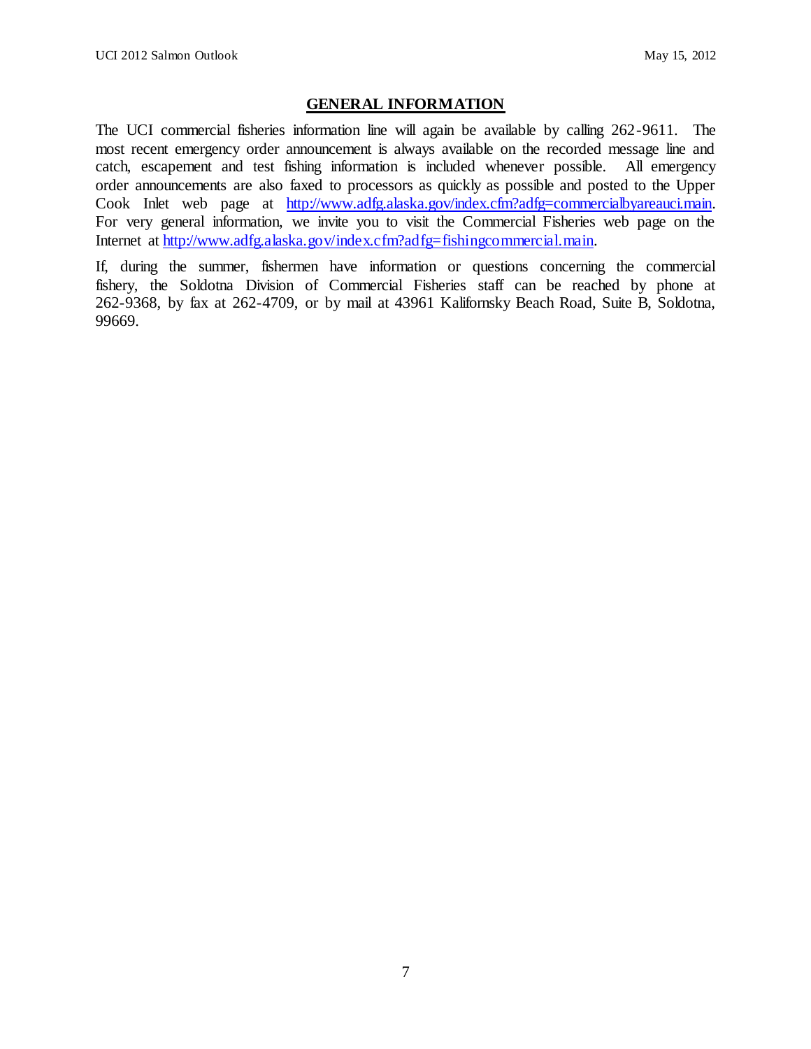## GENERAL INFORMATION

The UCI commercial fisheries information line will again be available by calling 262-9611. The most recent emergency order announcement is always available on the recorded message line and catch, escapement and test fishing information is included whenever possible. All emergency order announcements are also faxed to processors as quickly as possible and posted to the Upper Cook Inlet web page at http://www.adfg.alaska.gov/index.cfm?adfg=commercialbyareauci.main. For very general information, we invite you to visit the Commercial Fisheries web page on the Internet at http://www.adfg.alaska.gov/index.cfm?adfg=fishingcommercial.main.

If, during the summer, fishermen have information or questions concerning the commercial fishery, the Soldotna Division of Commercial Fisheries staff can be reached by phone at 262-9368, by fax at 262-4709, or by mail at 43961 Kalifornsky Beach Road, Suite B, Soldotna, 99669.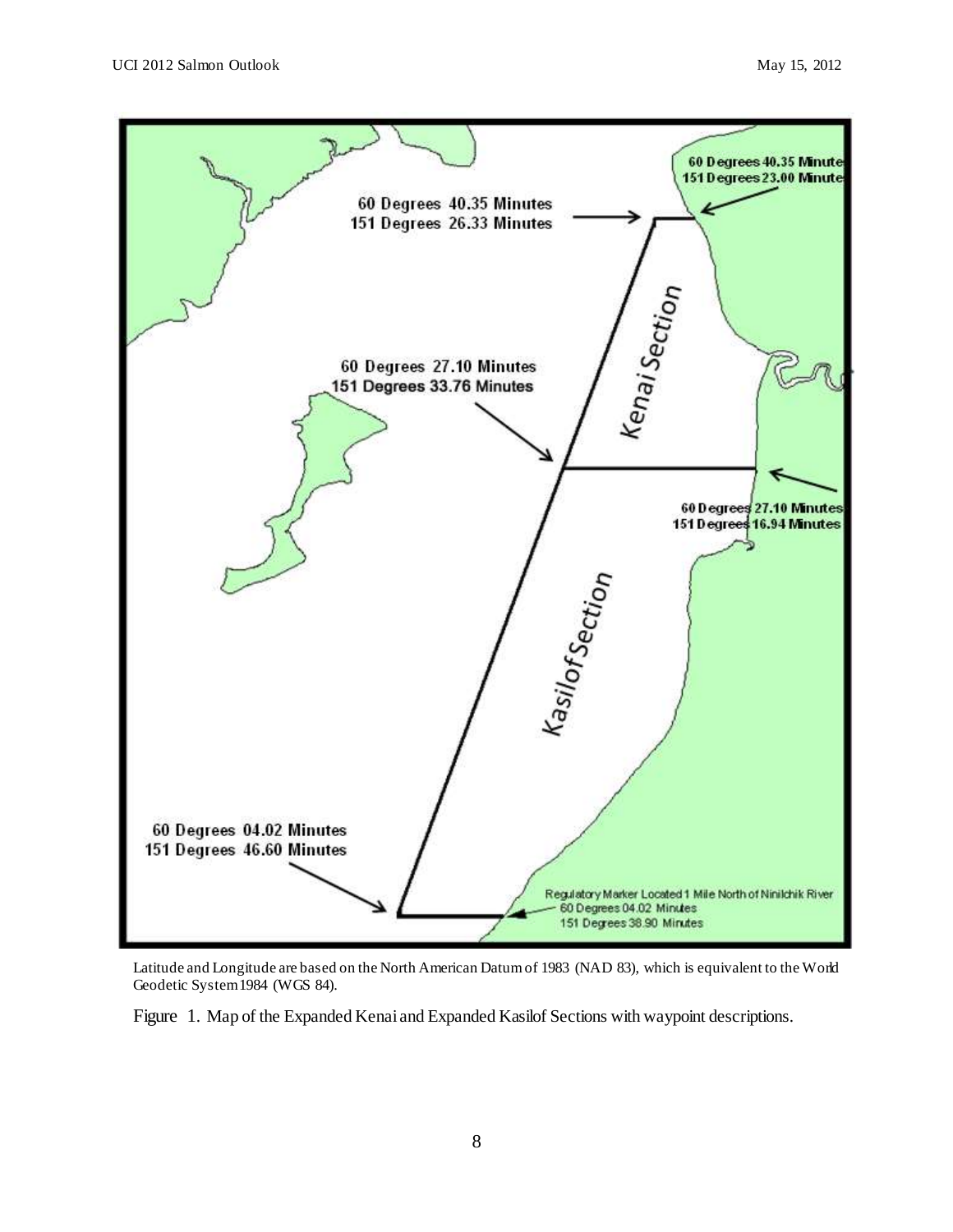60 Degrees 40.35 Minutes
151 Degrees 23.00 Minutes

60 Degrees 40.35 Minutes
151 Degrees 26.33 Minutes

Kenai Section

60 Degrees 27.10 Minutes
151 Degrees 33.76 Minutes

60 Degrees 27.10 Minutes
151 Degrees 16.94 Minutes

Kasilof Section

60 Degrees 04.02 Minutes
151 Degrees 46.60 Minutes

Regulatory Marker Located 1 Mile North of Ninilchik River
60 Degrees 04.02 Minutes
151 Degrees 38.90 Minutes

Latitude and Longitude are based on the North American Datum of 1983 (NAD 83), which is equivalent to the World Geodetic System 1984 (WGS 84).

Figure 1. Map of the Expanded Kenai and Expanded Kasilof Sections with waypoint descriptions.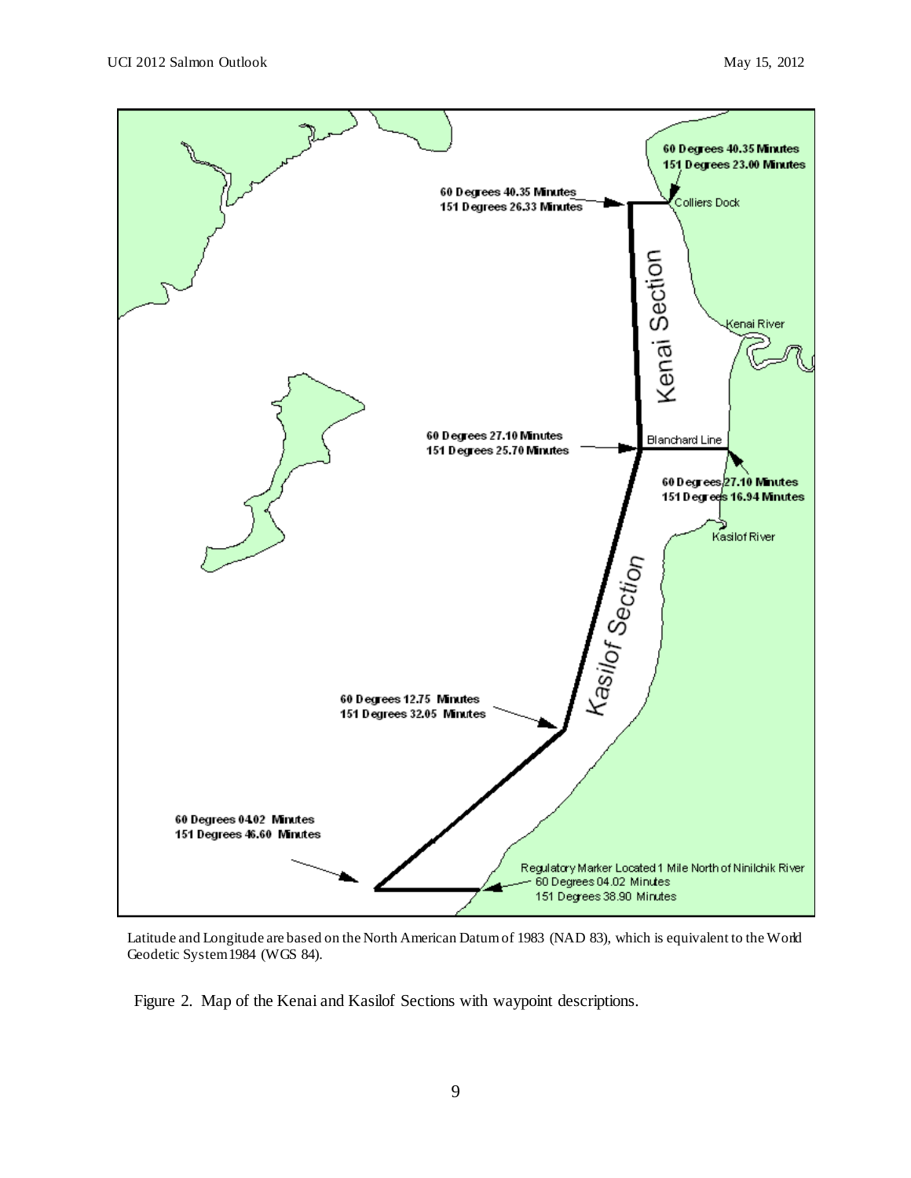60 Degrees 40.35 Minutes
151 Degrees 23.00 Minutes

60 Degrees 40.35 Minutes
151 Degrees 26.33 Minutes

Colliers Dock

Kenai Section

Kenai River

60 Degrees 27.10 Minutes
151 Degrees 25.70 Minutes

Blanchard Line

60 Degrees 27.10 Minutes
151 Degrees 16.94 Minutes

Kasilof River

Kasilof Section

60 Degrees 12.75 Minutes
151 Degrees 32.05 Minutes

60 Degrees 04.02 Minutes
151 Degrees 46.60 Minutes

Regulatory Marker Located 1 Mile North of Ninilchik River
60 Degrees 04.02 Minutes
151 Degrees 38.90 Minutes

Latitude and Longitude are based on the North American Datum of 1983 (NAD 83), which is equivalent to the World Geodetic System 1984 (WGS 84).

Figure 2. Map of the Kenai and Kasilof Sections with waypoint descriptions.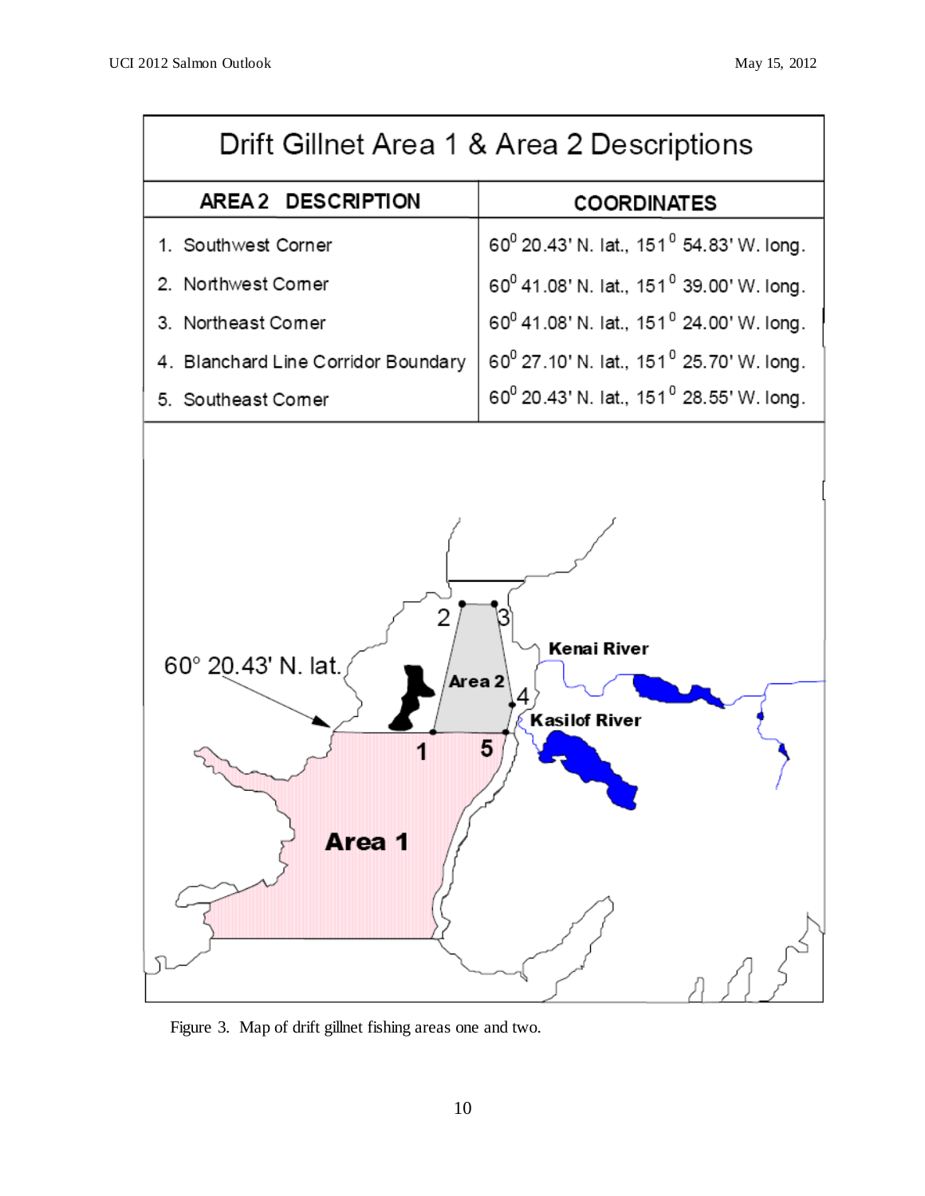## Drift Gillnet Area 1 & Area 2 Descriptions

| AREA 2 DESCRIPTION | COORDINATES |
|---|---|
| 1. Southwest Corner | $60^0$ 20.43' N. lat., $151^0$ 54.83' W. long. |
| 2. Northwest Corner | $60^0$ 41.08' N. lat., $151^0$ 39.00' W. long. |
| 3. Northeast Corner | $60^0$ 41.08' N. lat., $151^0$ 24.00' W. long. |
| 4. Blanchard Line Corridor Boundary | $60^0$ 27.10' N. lat., $151^0$ 25.70' W. long. |
| 5. Southeast Corner | $60^0$ 20.43' N. lat., $151^0$ 28.55' W. long. |

Figure 3. Map of drift gillnet fishing areas one and two.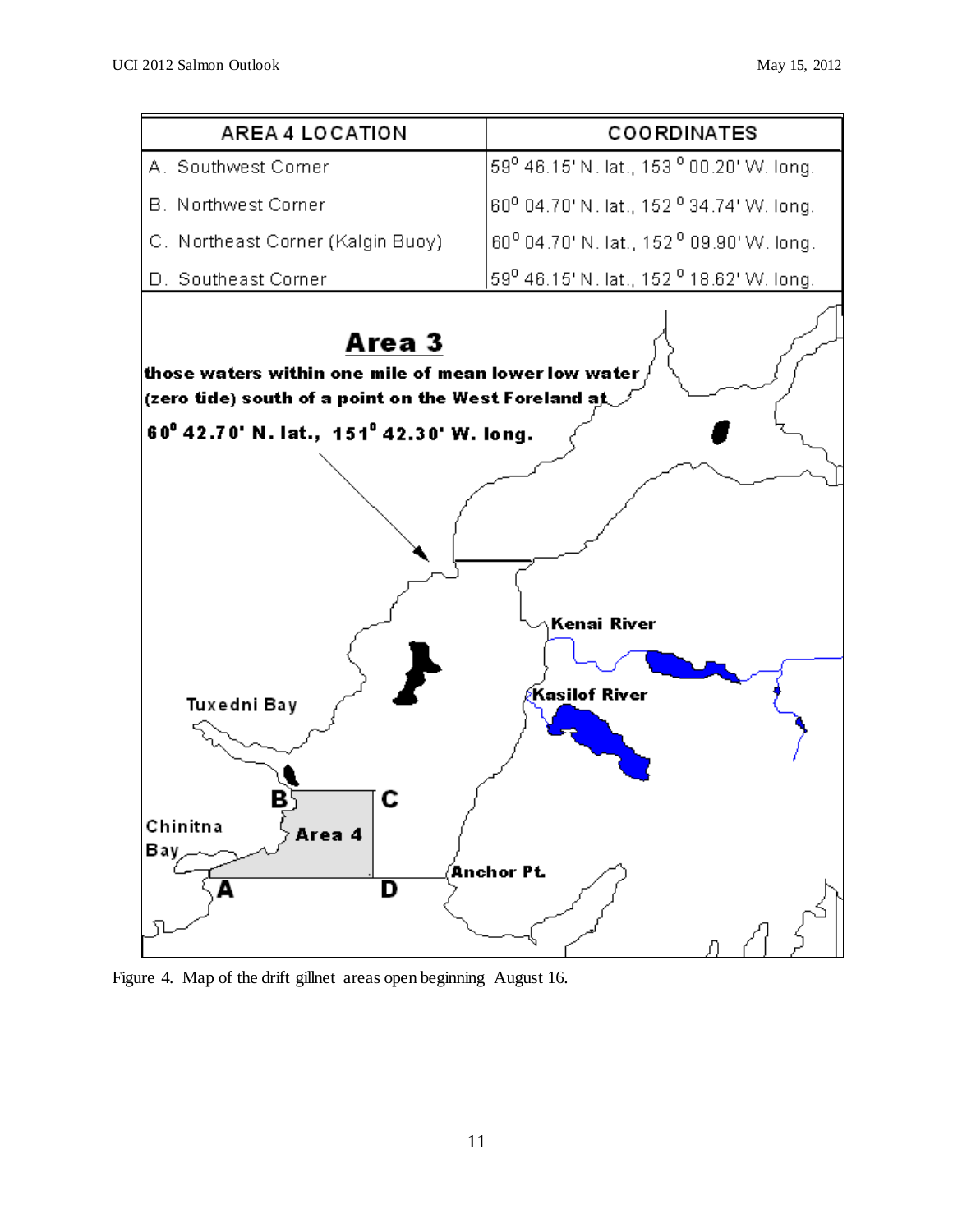| AREA 4 LOCATION | COORDINATES |
| --- | --- |
| A. Southwest Corner | 59° 46.15' N. lat., 153° 00.20' W. long. |
| B. Northwest Corner | 60° 04.70' N. lat., 152° 34.74' W. long. |
| C. Northeast Corner (Kalgin Buoy) | 60° 04.70' N. lat., 152° 09.90' W. long. |
| D. Southeast Corner | 59° 46.15' N. lat., 152° 18.62' W. long. |

Area 3

those waters within one mile of mean lower low water (zero tide) south of a point on the West Foreland at

60° 42.70' N. lat., 151° 42.30' W. long.

Kenai River

Kasilof River

Tuxedni Bay

Chinitna Bay

Area 4

A

B

C

D

Anchor Pt.

Figure 4. Map of the drift gillnet areas open beginning August 16.